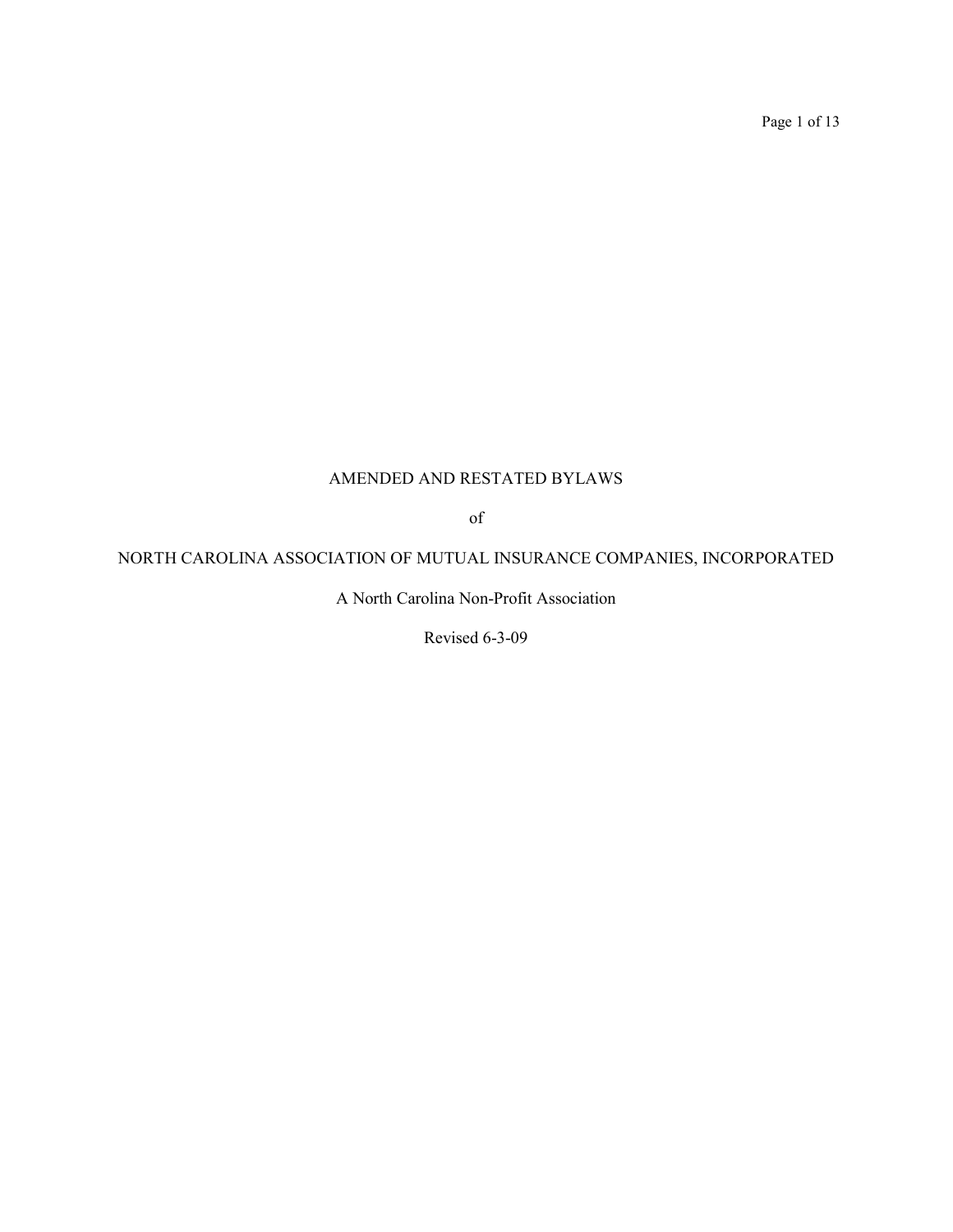# AMENDED AND RESTATED BYLAWS

of

# NORTH CAROLINA ASSOCIATION OF MUTUAL INSURANCE COMPANIES, INCORPORATED

A North Carolina Non-Profit Association

Revised 6-3-09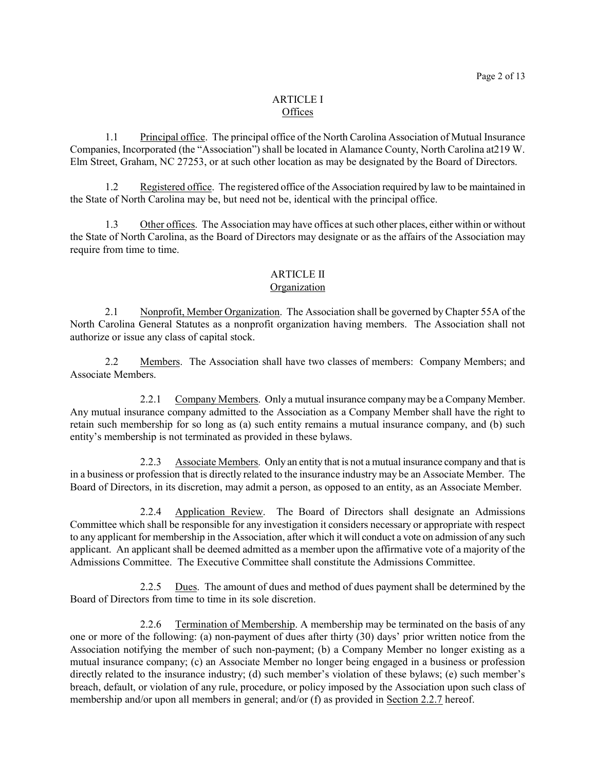# ARTICLE I
## Offices

1.1 Principal office. The principal office of the North Carolina Association of Mutual Insurance Companies, Incorporated (the "Association") shall be located in Alamance County, North Carolina at219 W. Elm Street, Graham, NC 27253, or at such other location as may be designated by the Board of Directors.

1.2 Registered office. The registered office of the Association required by law to be maintained in the State of North Carolina may be, but need not be, identical with the principal office.

1.3 Other offices. The Association may have offices at such other places, either within or without the State of North Carolina, as the Board of Directors may designate or as the affairs of the Association may require from time to time.

# ARTICLE II
## Organization

2.1 Nonprofit, Member Organization. The Association shall be governed by Chapter 55A of the North Carolina General Statutes as a nonprofit organization having members. The Association shall not authorize or issue any class of capital stock.

2.2 Members. The Association shall have two classes of members: Company Members; and Associate Members.

2.2.1 Company Members. Only a mutual insurance company may be a Company Member. Any mutual insurance company admitted to the Association as a Company Member shall have the right to retain such membership for so long as (a) such entity remains a mutual insurance company, and (b) such entity's membership is not terminated as provided in these bylaws.

2.2.3 Associate Members. Only an entity that is not a mutual insurance company and that is in a business or profession that is directly related to the insurance industry may be an Associate Member. The Board of Directors, in its discretion, may admit a person, as opposed to an entity, as an Associate Member.

2.2.4 Application Review. The Board of Directors shall designate an Admissions Committee which shall be responsible for any investigation it considers necessary or appropriate with respect to any applicant for membership in the Association, after which it will conduct a vote on admission of any such applicant. An applicant shall be deemed admitted as a member upon the affirmative vote of a majority of the Admissions Committee. The Executive Committee shall constitute the Admissions Committee.

2.2.5 Dues. The amount of dues and method of dues payment shall be determined by the Board of Directors from time to time in its sole discretion.

2.2.6 Termination of Membership. A membership may be terminated on the basis of any one or more of the following: (a) non-payment of dues after thirty (30) days' prior written notice from the Association notifying the member of such non-payment; (b) a Company Member no longer existing as a mutual insurance company; (c) an Associate Member no longer being engaged in a business or profession directly related to the insurance industry; (d) such member's violation of these bylaws; (e) such member's breach, default, or violation of any rule, procedure, or policy imposed by the Association upon such class of membership and/or upon all members in general; and/or (f) as provided in Section 2.2.7 hereof.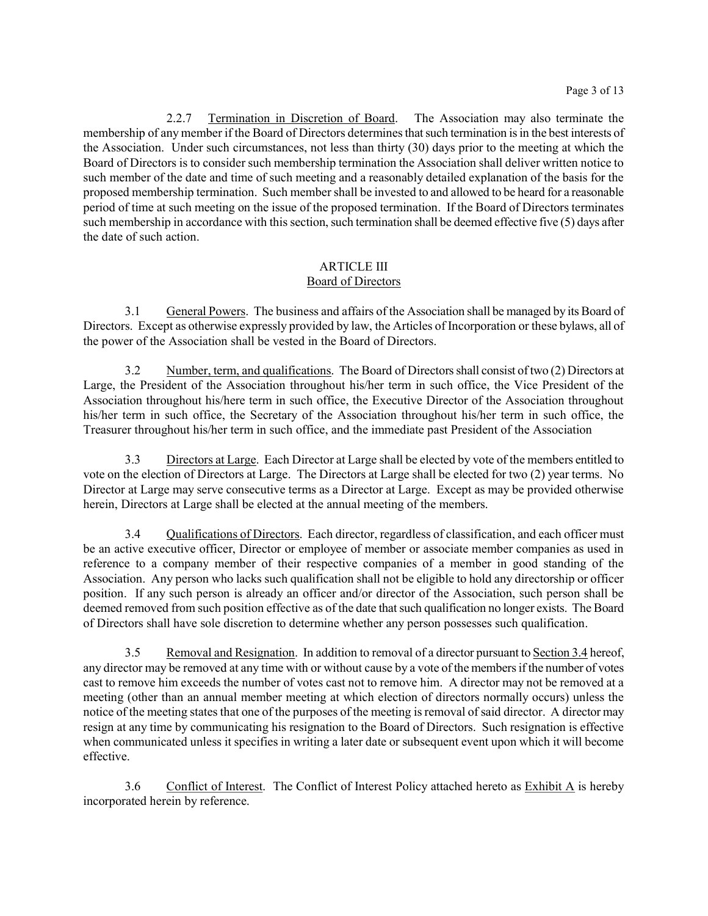2.2.7 Termination in Discretion of Board. The Association may also terminate the membership of any member if the Board of Directors determines that such termination is in the best interests of the Association. Under such circumstances, not less than thirty (30) days prior to the meeting at which the Board of Directors is to consider such membership termination the Association shall deliver written notice to such member of the date and time of such meeting and a reasonably detailed explanation of the basis for the proposed membership termination. Such member shall be invested to and allowed to be heard for a reasonable period of time at such meeting on the issue of the proposed termination. If the Board of Directors terminates such membership in accordance with this section, such termination shall be deemed effective five (5) days after the date of such action.

## ARTICLE III
## Board of Directors

3.1 General Powers. The business and affairs of the Association shall be managed by its Board of Directors. Except as otherwise expressly provided by law, the Articles of Incorporation or these bylaws, all of the power of the Association shall be vested in the Board of Directors.

3.2 Number, term, and qualifications. The Board of Directors shall consist of two (2) Directors at Large, the President of the Association throughout his/her term in such office, the Vice President of the Association throughout his/here term in such office, the Executive Director of the Association throughout his/her term in such office, the Secretary of the Association throughout his/her term in such office, the Treasurer throughout his/her term in such office, and the immediate past President of the Association

3.3 Directors at Large. Each Director at Large shall be elected by vote of the members entitled to vote on the election of Directors at Large. The Directors at Large shall be elected for two (2) year terms. No Director at Large may serve consecutive terms as a Director at Large. Except as may be provided otherwise herein, Directors at Large shall be elected at the annual meeting of the members.

3.4 Qualifications of Directors. Each director, regardless of classification, and each officer must be an active executive officer, Director or employee of member or associate member companies as used in reference to a company member of their respective companies of a member in good standing of the Association. Any person who lacks such qualification shall not be eligible to hold any directorship or officer position. If any such person is already an officer and/or director of the Association, such person shall be deemed removed from such position effective as of the date that such qualification no longer exists. The Board of Directors shall have sole discretion to determine whether any person possesses such qualification.

3.5 Removal and Resignation. In addition to removal of a director pursuant to Section 3.4 hereof, any director may be removed at any time with or without cause by a vote of the members if the number of votes cast to remove him exceeds the number of votes cast not to remove him. A director may not be removed at a meeting (other than an annual member meeting at which election of directors normally occurs) unless the notice of the meeting states that one of the purposes of the meeting is removal of said director. A director may resign at any time by communicating his resignation to the Board of Directors. Such resignation is effective when communicated unless it specifies in writing a later date or subsequent event upon which it will become effective.

3.6 Conflict of Interest. The Conflict of Interest Policy attached hereto as Exhibit A is hereby incorporated herein by reference.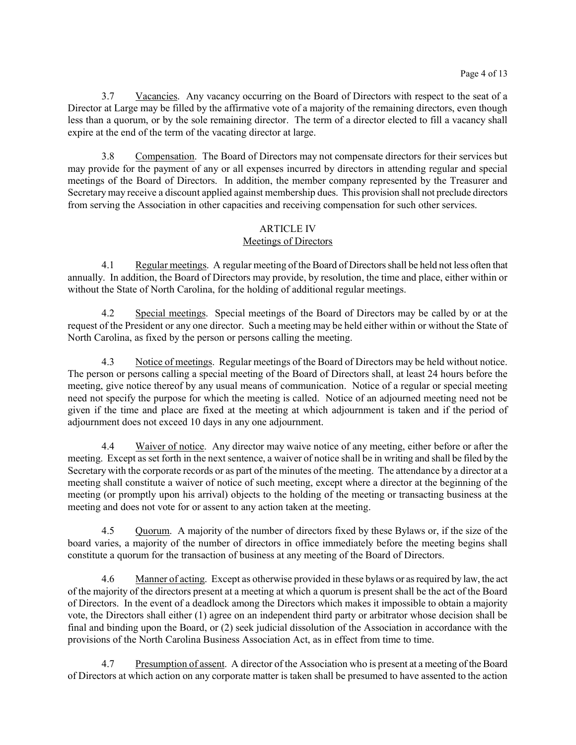3.7 Vacancies. Any vacancy occurring on the Board of Directors with respect to the seat of a Director at Large may be filled by the affirmative vote of a majority of the remaining directors, even though less than a quorum, or by the sole remaining director. The term of a director elected to fill a vacancy shall expire at the end of the term of the vacating director at large.

3.8 Compensation. The Board of Directors may not compensate directors for their services but may provide for the payment of any or all expenses incurred by directors in attending regular and special meetings of the Board of Directors. In addition, the member company represented by the Treasurer and Secretary may receive a discount applied against membership dues. This provision shall not preclude directors from serving the Association in other capacities and receiving compensation for such other services.

## ARTICLE IV
## Meetings of Directors

4.1 Regular meetings. A regular meeting of the Board of Directors shall be held not less often that annually. In addition, the Board of Directors may provide, by resolution, the time and place, either within or without the State of North Carolina, for the holding of additional regular meetings.

4.2 Special meetings. Special meetings of the Board of Directors may be called by or at the request of the President or any one director. Such a meeting may be held either within or without the State of North Carolina, as fixed by the person or persons calling the meeting.

4.3 Notice of meetings. Regular meetings of the Board of Directors may be held without notice. The person or persons calling a special meeting of the Board of Directors shall, at least 24 hours before the meeting, give notice thereof by any usual means of communication. Notice of a regular or special meeting need not specify the purpose for which the meeting is called. Notice of an adjourned meeting need not be given if the time and place are fixed at the meeting at which adjournment is taken and if the period of adjournment does not exceed 10 days in any one adjournment.

4.4 Waiver of notice. Any director may waive notice of any meeting, either before or after the meeting. Except as set forth in the next sentence, a waiver of notice shall be in writing and shall be filed by the Secretary with the corporate records or as part of the minutes of the meeting. The attendance by a director at a meeting shall constitute a waiver of notice of such meeting, except where a director at the beginning of the meeting (or promptly upon his arrival) objects to the holding of the meeting or transacting business at the meeting and does not vote for or assent to any action taken at the meeting.

4.5 Quorum. A majority of the number of directors fixed by these Bylaws or, if the size of the board varies, a majority of the number of directors in office immediately before the meeting begins shall constitute a quorum for the transaction of business at any meeting of the Board of Directors.

4.6 Manner of acting. Except as otherwise provided in these bylaws or as required by law, the act of the majority of the directors present at a meeting at which a quorum is present shall be the act of the Board of Directors. In the event of a deadlock among the Directors which makes it impossible to obtain a majority vote, the Directors shall either (1) agree on an independent third party or arbitrator whose decision shall be final and binding upon the Board, or (2) seek judicial dissolution of the Association in accordance with the provisions of the North Carolina Business Association Act, as in effect from time to time.

4.7 Presumption of assent. A director of the Association who is present at a meeting of the Board of Directors at which action on any corporate matter is taken shall be presumed to have assented to the action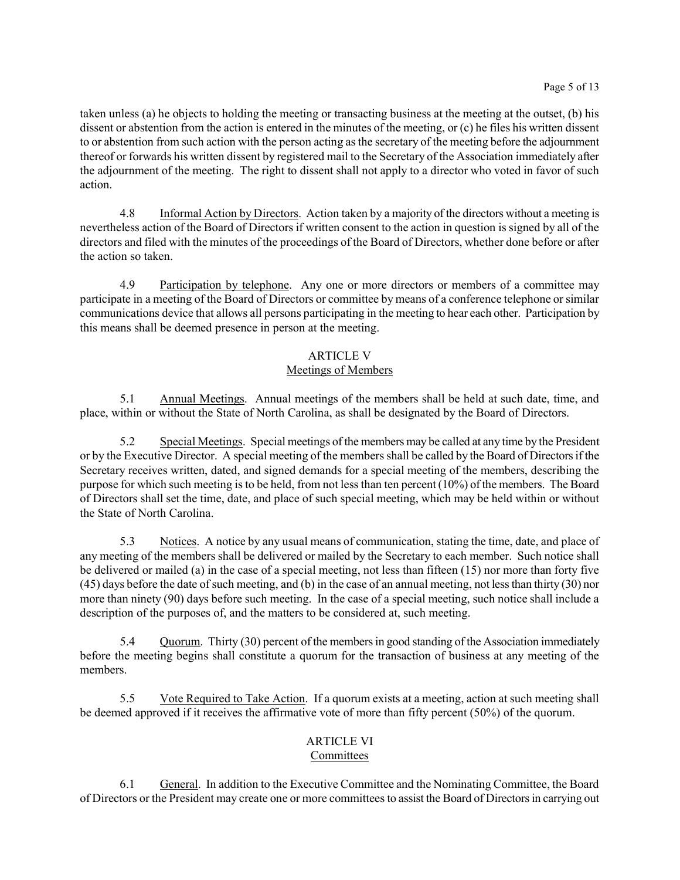taken unless (a) he objects to holding the meeting or transacting business at the meeting at the outset, (b) his dissent or abstention from the action is entered in the minutes of the meeting, or (c) he files his written dissent to or abstention from such action with the person acting as the secretary of the meeting before the adjournment thereof or forwards his written dissent by registered mail to the Secretary of the Association immediately after the adjournment of the meeting. The right to dissent shall not apply to a director who voted in favor of such action.

4.8 Informal Action by Directors. Action taken by a majority of the directors without a meeting is nevertheless action of the Board of Directors if written consent to the action in question is signed by all of the directors and filed with the minutes of the proceedings of the Board of Directors, whether done before or after the action so taken.

4.9 Participation by telephone. Any one or more directors or members of a committee may participate in a meeting of the Board of Directors or committee by means of a conference telephone or similar communications device that allows all persons participating in the meeting to hear each other. Participation by this means shall be deemed presence in person at the meeting.

## ARTICLE V
## Meetings of Members

5.1 Annual Meetings. Annual meetings of the members shall be held at such date, time, and place, within or without the State of North Carolina, as shall be designated by the Board of Directors.

5.2 Special Meetings. Special meetings of the members may be called at any time by the President or by the Executive Director. A special meeting of the members shall be called by the Board of Directors if the Secretary receives written, dated, and signed demands for a special meeting of the members, describing the purpose for which such meeting is to be held, from not less than ten percent (10%) of the members. The Board of Directors shall set the time, date, and place of such special meeting, which may be held within or without the State of North Carolina.

5.3 Notices. A notice by any usual means of communication, stating the time, date, and place of any meeting of the members shall be delivered or mailed by the Secretary to each member. Such notice shall be delivered or mailed (a) in the case of a special meeting, not less than fifteen (15) nor more than forty five (45) days before the date of such meeting, and (b) in the case of an annual meeting, not less than thirty (30) nor more than ninety (90) days before such meeting. In the case of a special meeting, such notice shall include a description of the purposes of, and the matters to be considered at, such meeting.

5.4 Quorum. Thirty (30) percent of the members in good standing of the Association immediately before the meeting begins shall constitute a quorum for the transaction of business at any meeting of the members.

5.5 Vote Required to Take Action. If a quorum exists at a meeting, action at such meeting shall be deemed approved if it receives the affirmative vote of more than fifty percent (50%) of the quorum.

## ARTICLE VI
## Committees

6.1 General. In addition to the Executive Committee and the Nominating Committee, the Board of Directors or the President may create one or more committees to assist the Board of Directors in carrying out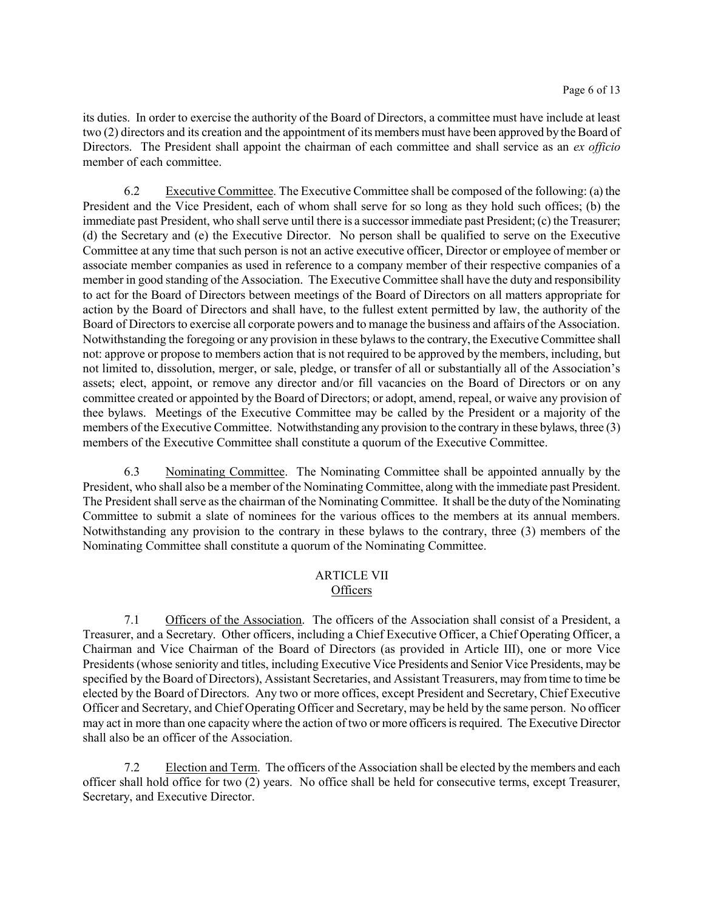its duties. In order to exercise the authority of the Board of Directors, a committee must have include at least two (2) directors and its creation and the appointment of its members must have been approved by the Board of Directors. The President shall appoint the chairman of each committee and shall service as an *ex officio* member of each committee.

6.2 Executive Committee. The Executive Committee shall be composed of the following: (a) the President and the Vice President, each of whom shall serve for so long as they hold such offices; (b) the immediate past President, who shall serve until there is a successor immediate past President; (c) the Treasurer; (d) the Secretary and (e) the Executive Director. No person shall be qualified to serve on the Executive Committee at any time that such person is not an active executive officer, Director or employee of member or associate member companies as used in reference to a company member of their respective companies of a member in good standing of the Association. The Executive Committee shall have the duty and responsibility to act for the Board of Directors between meetings of the Board of Directors on all matters appropriate for action by the Board of Directors and shall have, to the fullest extent permitted by law, the authority of the Board of Directors to exercise all corporate powers and to manage the business and affairs of the Association. Notwithstanding the foregoing or any provision in these bylaws to the contrary, the Executive Committee shall not: approve or propose to members action that is not required to be approved by the members, including, but not limited to, dissolution, merger, or sale, pledge, or transfer of all or substantially all of the Association's assets; elect, appoint, or remove any director and/or fill vacancies on the Board of Directors or on any committee created or appointed by the Board of Directors; or adopt, amend, repeal, or waive any provision of thee bylaws. Meetings of the Executive Committee may be called by the President or a majority of the members of the Executive Committee. Notwithstanding any provision to the contrary in these bylaws, three (3) members of the Executive Committee shall constitute a quorum of the Executive Committee.

6.3 Nominating Committee. The Nominating Committee shall be appointed annually by the President, who shall also be a member of the Nominating Committee, along with the immediate past President. The President shall serve as the chairman of the Nominating Committee. It shall be the duty of the Nominating Committee to submit a slate of nominees for the various offices to the members at its annual members. Notwithstanding any provision to the contrary in these bylaws to the contrary, three (3) members of the Nominating Committee shall constitute a quorum of the Nominating Committee.

## ARTICLE VII
## Officers

7.1 Officers of the Association. The officers of the Association shall consist of a President, a Treasurer, and a Secretary. Other officers, including a Chief Executive Officer, a Chief Operating Officer, a Chairman and Vice Chairman of the Board of Directors (as provided in Article III), one or more Vice Presidents (whose seniority and titles, including Executive Vice Presidents and Senior Vice Presidents, may be specified by the Board of Directors), Assistant Secretaries, and Assistant Treasurers, may from time to time be elected by the Board of Directors. Any two or more offices, except President and Secretary, Chief Executive Officer and Secretary, and Chief Operating Officer and Secretary, may be held by the same person. No officer may act in more than one capacity where the action of two or more officers is required. The Executive Director shall also be an officer of the Association.

7.2 Election and Term. The officers of the Association shall be elected by the members and each officer shall hold office for two (2) years. No office shall be held for consecutive terms, except Treasurer, Secretary, and Executive Director.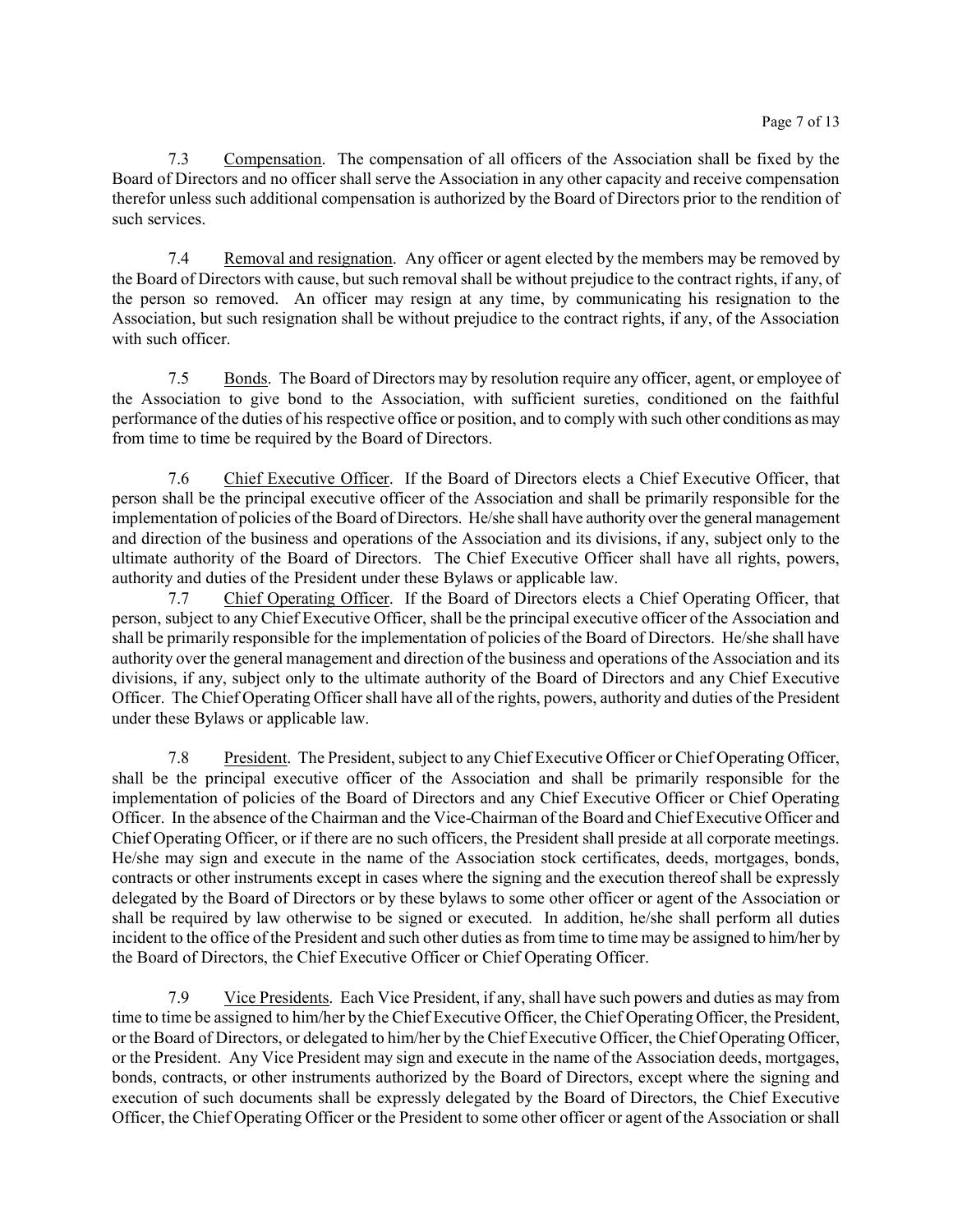7.3 Compensation. The compensation of all officers of the Association shall be fixed by the Board of Directors and no officer shall serve the Association in any other capacity and receive compensation therefor unless such additional compensation is authorized by the Board of Directors prior to the rendition of such services.

7.4 Removal and resignation. Any officer or agent elected by the members may be removed by the Board of Directors with cause, but such removal shall be without prejudice to the contract rights, if any, of the person so removed. An officer may resign at any time, by communicating his resignation to the Association, but such resignation shall be without prejudice to the contract rights, if any, of the Association with such officer.

7.5 Bonds. The Board of Directors may by resolution require any officer, agent, or employee of the Association to give bond to the Association, with sufficient sureties, conditioned on the faithful performance of the duties of his respective office or position, and to comply with such other conditions as may from time to time be required by the Board of Directors.

7.6 Chief Executive Officer. If the Board of Directors elects a Chief Executive Officer, that person shall be the principal executive officer of the Association and shall be primarily responsible for the implementation of policies of the Board of Directors. He/she shall have authority over the general management and direction of the business and operations of the Association and its divisions, if any, subject only to the ultimate authority of the Board of Directors. The Chief Executive Officer shall have all rights, powers, authority and duties of the President under these Bylaws or applicable law.

7.7 Chief Operating Officer. If the Board of Directors elects a Chief Operating Officer, that person, subject to any Chief Executive Officer, shall be the principal executive officer of the Association and shall be primarily responsible for the implementation of policies of the Board of Directors. He/she shall have authority over the general management and direction of the business and operations of the Association and its divisions, if any, subject only to the ultimate authority of the Board of Directors and any Chief Executive Officer. The Chief Operating Officer shall have all of the rights, powers, authority and duties of the President under these Bylaws or applicable law.

7.8 President. The President, subject to any Chief Executive Officer or Chief Operating Officer, shall be the principal executive officer of the Association and shall be primarily responsible for the implementation of policies of the Board of Directors and any Chief Executive Officer or Chief Operating Officer. In the absence of the Chairman and the Vice-Chairman of the Board and Chief Executive Officer and Chief Operating Officer, or if there are no such officers, the President shall preside at all corporate meetings. He/she may sign and execute in the name of the Association stock certificates, deeds, mortgages, bonds, contracts or other instruments except in cases where the signing and the execution thereof shall be expressly delegated by the Board of Directors or by these bylaws to some other officer or agent of the Association or shall be required by law otherwise to be signed or executed. In addition, he/she shall perform all duties incident to the office of the President and such other duties as from time to time may be assigned to him/her by the Board of Directors, the Chief Executive Officer or Chief Operating Officer.

7.9 Vice Presidents. Each Vice President, if any, shall have such powers and duties as may from time to time be assigned to him/her by the Chief Executive Officer, the Chief Operating Officer, the President, or the Board of Directors, or delegated to him/her by the Chief Executive Officer, the Chief Operating Officer, or the President. Any Vice President may sign and execute in the name of the Association deeds, mortgages, bonds, contracts, or other instruments authorized by the Board of Directors, except where the signing and execution of such documents shall be expressly delegated by the Board of Directors, the Chief Executive Officer, the Chief Operating Officer or the President to some other officer or agent of the Association or shall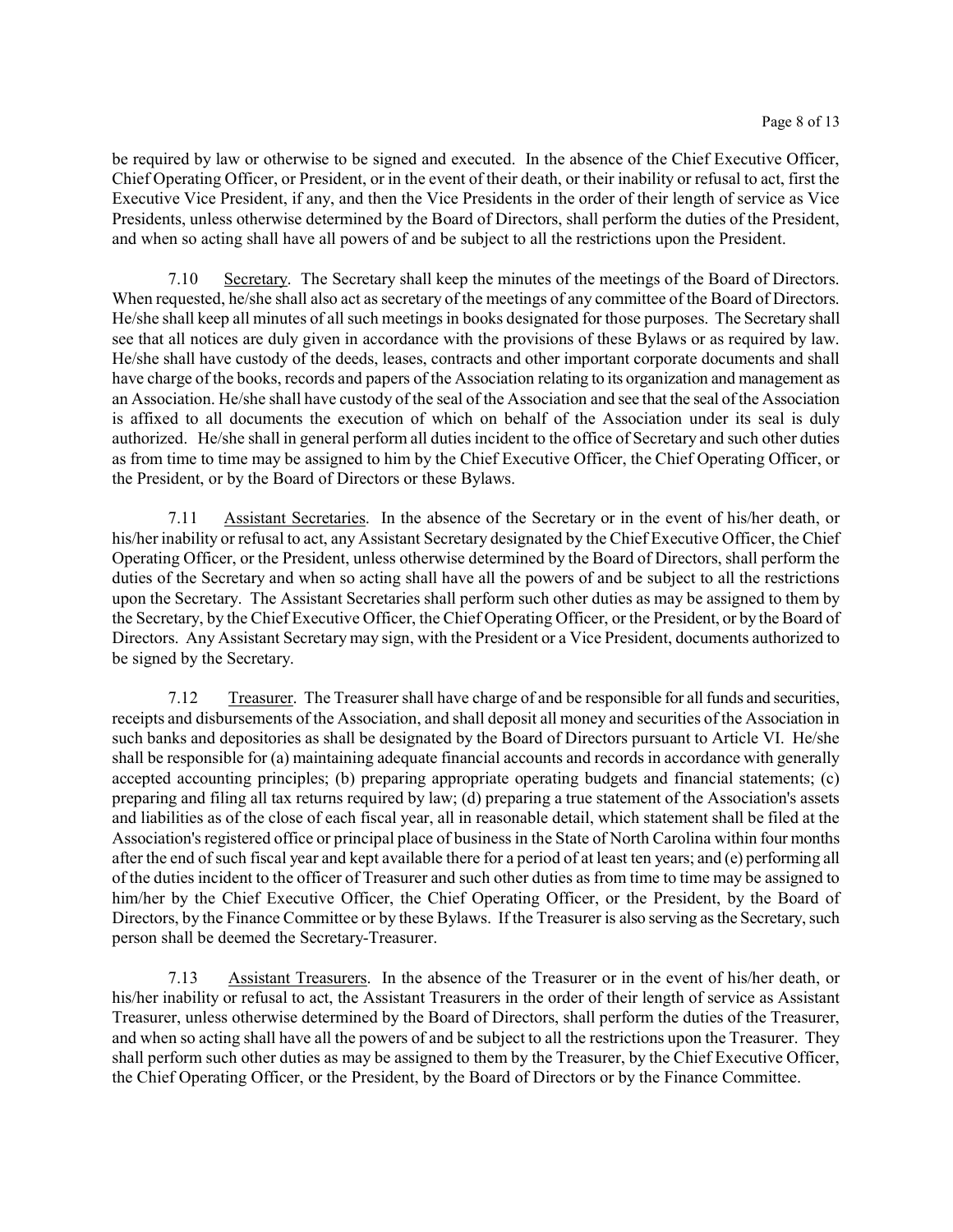be required by law or otherwise to be signed and executed. In the absence of the Chief Executive Officer, Chief Operating Officer, or President, or in the event of their death, or their inability or refusal to act, first the Executive Vice President, if any, and then the Vice Presidents in the order of their length of service as Vice Presidents, unless otherwise determined by the Board of Directors, shall perform the duties of the President, and when so acting shall have all powers of and be subject to all the restrictions upon the President.

7.10 Secretary. The Secretary shall keep the minutes of the meetings of the Board of Directors. When requested, he/she shall also act as secretary of the meetings of any committee of the Board of Directors. He/she shall keep all minutes of all such meetings in books designated for those purposes. The Secretary shall see that all notices are duly given in accordance with the provisions of these Bylaws or as required by law. He/she shall have custody of the deeds, leases, contracts and other important corporate documents and shall have charge of the books, records and papers of the Association relating to its organization and management as an Association. He/she shall have custody of the seal of the Association and see that the seal of the Association is affixed to all documents the execution of which on behalf of the Association under its seal is duly authorized. He/she shall in general perform all duties incident to the office of Secretary and such other duties as from time to time may be assigned to him by the Chief Executive Officer, the Chief Operating Officer, or the President, or by the Board of Directors or these Bylaws.

7.11 Assistant Secretaries. In the absence of the Secretary or in the event of his/her death, or his/her inability or refusal to act, any Assistant Secretary designated by the Chief Executive Officer, the Chief Operating Officer, or the President, unless otherwise determined by the Board of Directors, shall perform the duties of the Secretary and when so acting shall have all the powers of and be subject to all the restrictions upon the Secretary. The Assistant Secretaries shall perform such other duties as may be assigned to them by the Secretary, by the Chief Executive Officer, the Chief Operating Officer, or the President, or by the Board of Directors. Any Assistant Secretary may sign, with the President or a Vice President, documents authorized to be signed by the Secretary.

7.12 Treasurer. The Treasurer shall have charge of and be responsible for all funds and securities, receipts and disbursements of the Association, and shall deposit all money and securities of the Association in such banks and depositories as shall be designated by the Board of Directors pursuant to Article VI. He/she shall be responsible for (a) maintaining adequate financial accounts and records in accordance with generally accepted accounting principles; (b) preparing appropriate operating budgets and financial statements; (c) preparing and filing all tax returns required by law; (d) preparing a true statement of the Association's assets and liabilities as of the close of each fiscal year, all in reasonable detail, which statement shall be filed at the Association's registered office or principal place of business in the State of North Carolina within four months after the end of such fiscal year and kept available there for a period of at least ten years; and (e) performing all of the duties incident to the officer of Treasurer and such other duties as from time to time may be assigned to him/her by the Chief Executive Officer, the Chief Operating Officer, or the President, by the Board of Directors, by the Finance Committee or by these Bylaws. If the Treasurer is also serving as the Secretary, such person shall be deemed the Secretary-Treasurer.

7.13 Assistant Treasurers. In the absence of the Treasurer or in the event of his/her death, or his/her inability or refusal to act, the Assistant Treasurers in the order of their length of service as Assistant Treasurer, unless otherwise determined by the Board of Directors, shall perform the duties of the Treasurer, and when so acting shall have all the powers of and be subject to all the restrictions upon the Treasurer. They shall perform such other duties as may be assigned to them by the Treasurer, by the Chief Executive Officer, the Chief Operating Officer, or the President, by the Board of Directors or by the Finance Committee.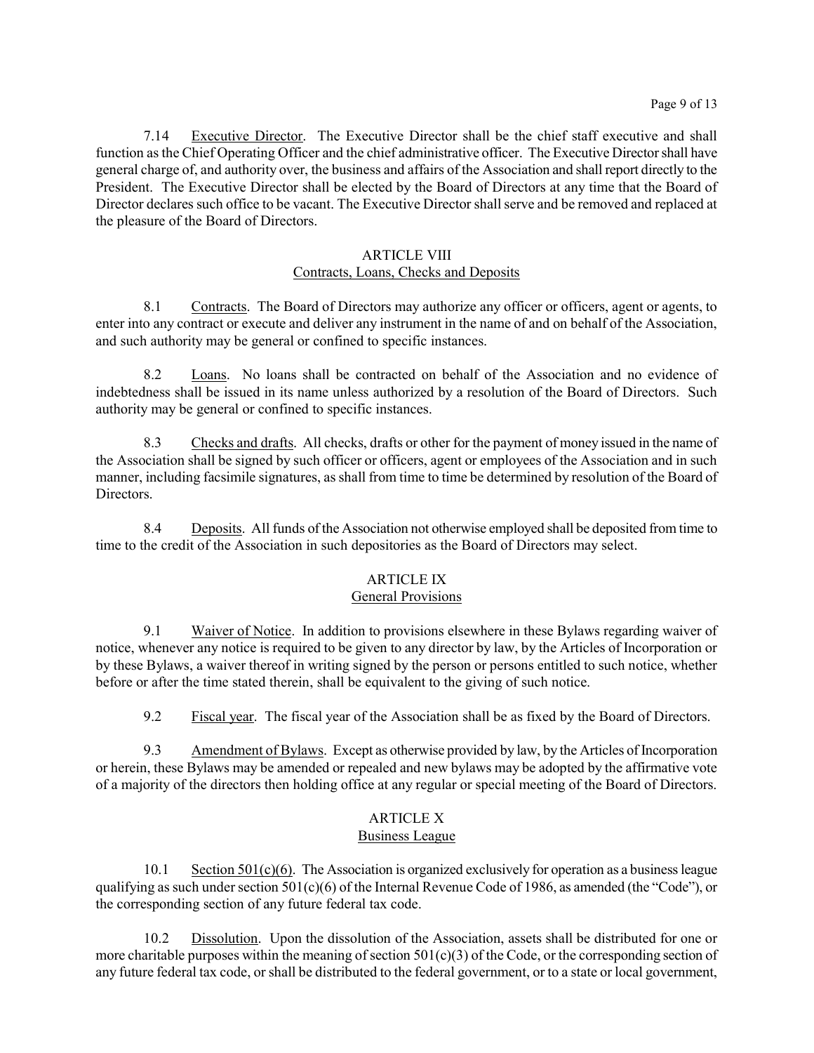7.14 Executive Director. The Executive Director shall be the chief staff executive and shall function as the Chief Operating Officer and the chief administrative officer. The Executive Director shall have general charge of, and authority over, the business and affairs of the Association and shall report directly to the President. The Executive Director shall be elected by the Board of Directors at any time that the Board of Director declares such office to be vacant. The Executive Director shall serve and be removed and replaced at the pleasure of the Board of Directors.

## ARTICLE VIII
## Contracts, Loans, Checks and Deposits

8.1 Contracts. The Board of Directors may authorize any officer or officers, agent or agents, to enter into any contract or execute and deliver any instrument in the name of and on behalf of the Association, and such authority may be general or confined to specific instances.

8.2 Loans. No loans shall be contracted on behalf of the Association and no evidence of indebtedness shall be issued in its name unless authorized by a resolution of the Board of Directors. Such authority may be general or confined to specific instances.

8.3 Checks and drafts. All checks, drafts or other for the payment of money issued in the name of the Association shall be signed by such officer or officers, agent or employees of the Association and in such manner, including facsimile signatures, as shall from time to time be determined by resolution of the Board of Directors.

8.4 Deposits. All funds of the Association not otherwise employed shall be deposited from time to time to the credit of the Association in such depositories as the Board of Directors may select.

## ARTICLE IX
## General Provisions

9.1 Waiver of Notice. In addition to provisions elsewhere in these Bylaws regarding waiver of notice, whenever any notice is required to be given to any director by law, by the Articles of Incorporation or by these Bylaws, a waiver thereof in writing signed by the person or persons entitled to such notice, whether before or after the time stated therein, shall be equivalent to the giving of such notice.

9.2 Fiscal year. The fiscal year of the Association shall be as fixed by the Board of Directors.

9.3 Amendment of Bylaws. Except as otherwise provided by law, by the Articles of Incorporation or herein, these Bylaws may be amended or repealed and new bylaws may be adopted by the affirmative vote of a majority of the directors then holding office at any regular or special meeting of the Board of Directors.

## ARTICLE X
## Business League

10.1 Section 501(c)(6). The Association is organized exclusively for operation as a business league qualifying as such under section 501(c)(6) of the Internal Revenue Code of 1986, as amended (the "Code"), or the corresponding section of any future federal tax code.

10.2 Dissolution. Upon the dissolution of the Association, assets shall be distributed for one or more charitable purposes within the meaning of section 501(c)(3) of the Code, or the corresponding section of any future federal tax code, or shall be distributed to the federal government, or to a state or local government,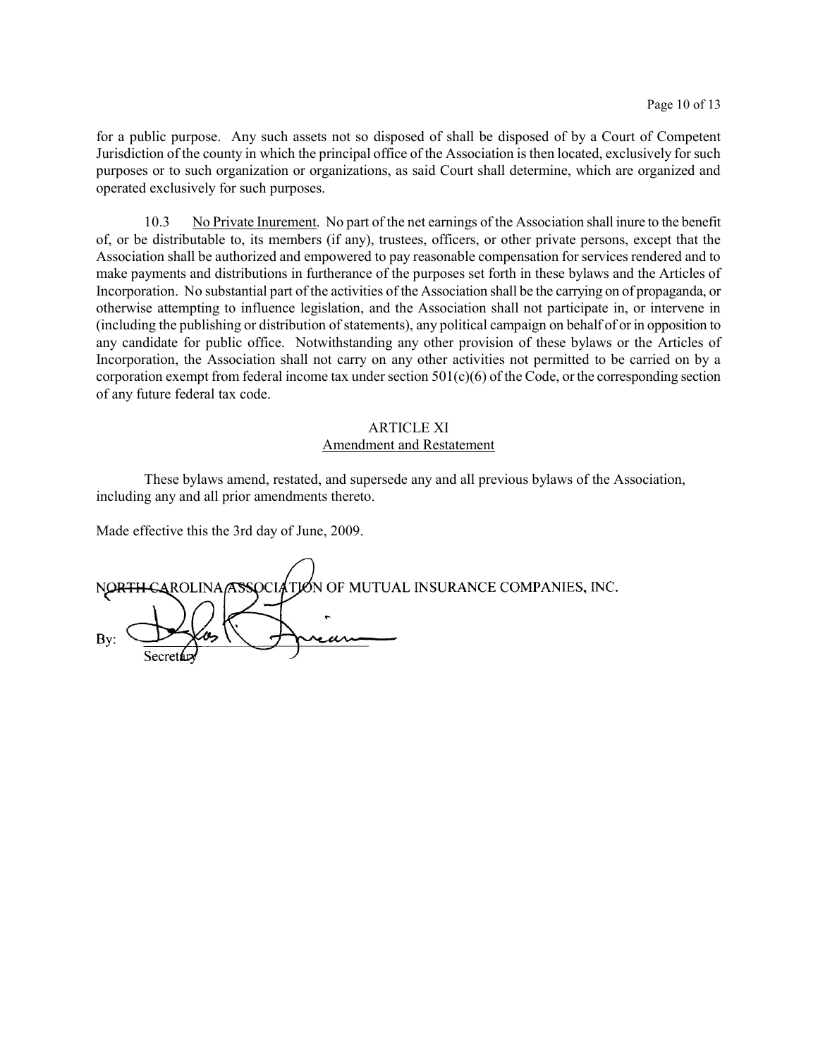for a public purpose. Any such assets not so disposed of shall be disposed of by a Court of Competent Jurisdiction of the county in which the principal office of the Association is then located, exclusively for such purposes or to such organization or organizations, as said Court shall determine, which are organized and operated exclusively for such purposes.

10.3 No Private Inurement. No part of the net earnings of the Association shall inure to the benefit of, or be distributable to, its members (if any), trustees, officers, or other private persons, except that the Association shall be authorized and empowered to pay reasonable compensation for services rendered and to make payments and distributions in furtherance of the purposes set forth in these bylaws and the Articles of Incorporation. No substantial part of the activities of the Association shall be the carrying on of propaganda, or otherwise attempting to influence legislation, and the Association shall not participate in, or intervene in (including the publishing or distribution of statements), any political campaign on behalf of or in opposition to any candidate for public office. Notwithstanding any other provision of these bylaws or the Articles of Incorporation, the Association shall not carry on any other activities not permitted to be carried on by a corporation exempt from federal income tax under section 501(c)(6) of the Code, or the corresponding section of any future federal tax code.

## ARTICLE XI
## Amendment and Restatement

These bylaws amend, restated, and supersede any and all previous bylaws of the Association, including any and all prior amendments thereto.

Made effective this the 3rd day of June, 2009.

NORTH CAROLINA ASSOCIATION OF MUTUAL INSURANCE COMPANIES, INC.

By: ______________________
Secretary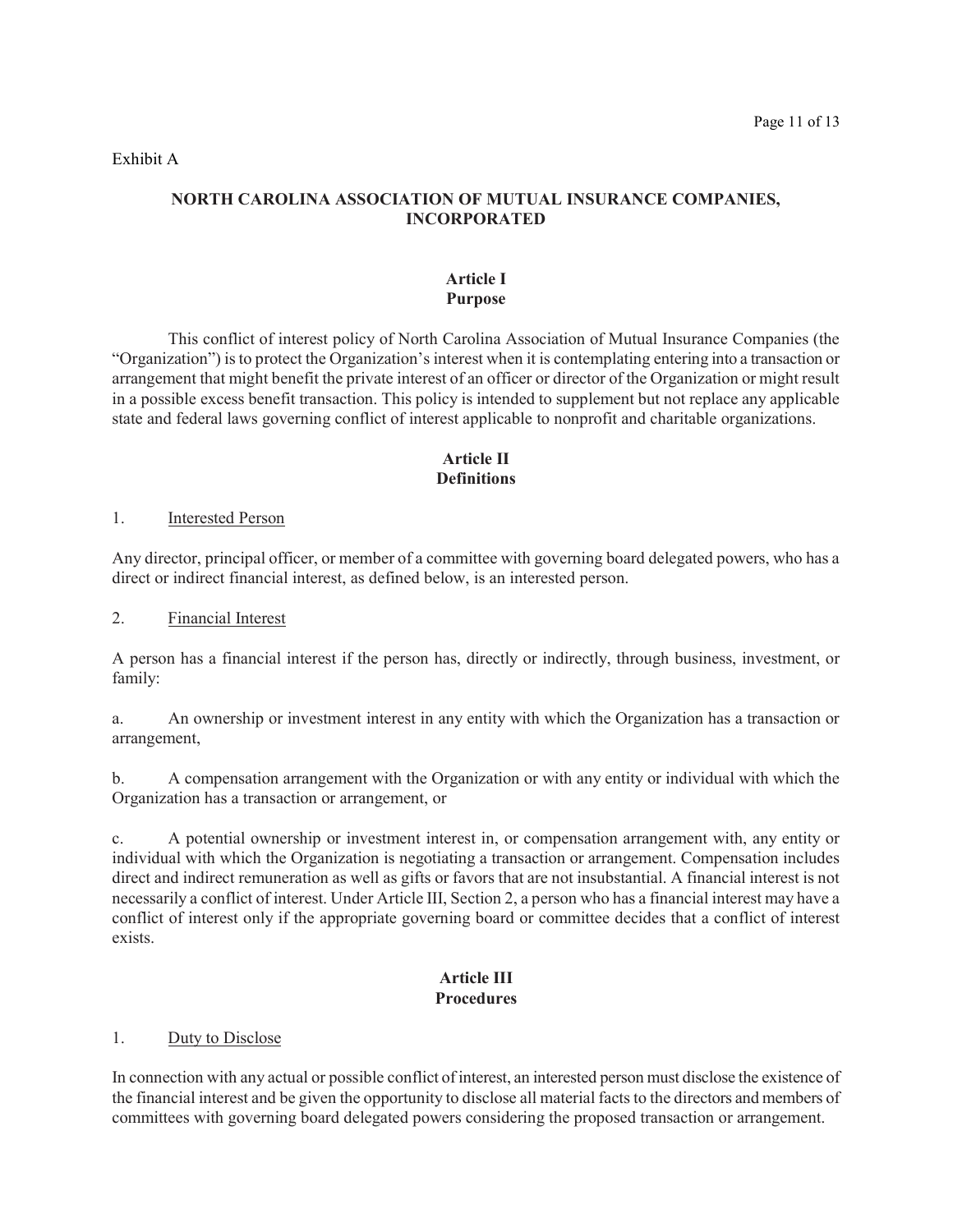Exhibit A

**NORTH CAROLINA ASSOCIATION OF MUTUAL INSURANCE COMPANIES, INCORPORATED**

## Article I
## Purpose

This conflict of interest policy of North Carolina Association of Mutual Insurance Companies (the "Organization") is to protect the Organization's interest when it is contemplating entering into a transaction or arrangement that might benefit the private interest of an officer or director of the Organization or might result in a possible excess benefit transaction. This policy is intended to supplement but not replace any applicable state and federal laws governing conflict of interest applicable to nonprofit and charitable organizations.

## Article II
## Definitions

1. Interested Person

Any director, principal officer, or member of a committee with governing board delegated powers, who has a direct or indirect financial interest, as defined below, is an interested person.

2. Financial Interest

A person has a financial interest if the person has, directly or indirectly, through business, investment, or family:

a. An ownership or investment interest in any entity with which the Organization has a transaction or arrangement,

b. A compensation arrangement with the Organization or with any entity or individual with which the Organization has a transaction or arrangement, or

c. A potential ownership or investment interest in, or compensation arrangement with, any entity or individual with which the Organization is negotiating a transaction or arrangement. Compensation includes direct and indirect remuneration as well as gifts or favors that are not insubstantial. A financial interest is not necessarily a conflict of interest. Under Article III, Section 2, a person who has a financial interest may have a conflict of interest only if the appropriate governing board or committee decides that a conflict of interest exists.

## Article III
## Procedures

1. Duty to Disclose

In connection with any actual or possible conflict of interest, an interested person must disclose the existence of the financial interest and be given the opportunity to disclose all material facts to the directors and members of committees with governing board delegated powers considering the proposed transaction or arrangement.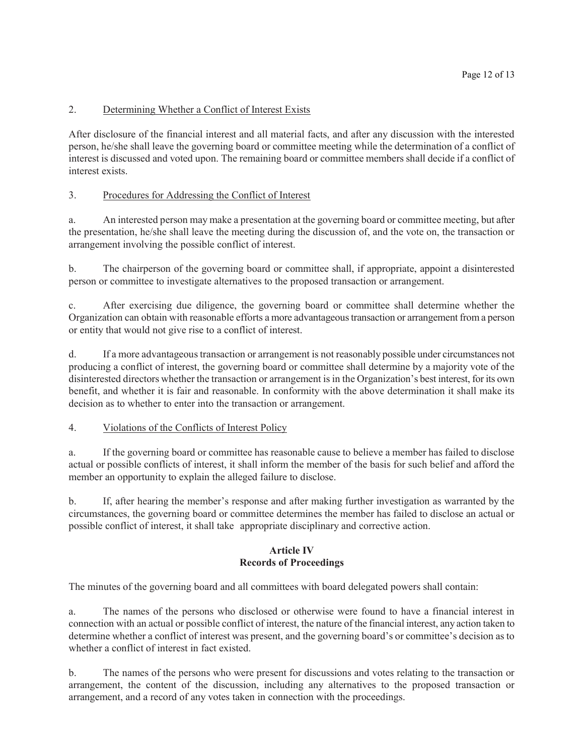2. Determining Whether a Conflict of Interest Exists

After disclosure of the financial interest and all material facts, and after any discussion with the interested person, he/she shall leave the governing board or committee meeting while the determination of a conflict of interest is discussed and voted upon. The remaining board or committee members shall decide if a conflict of interest exists.

3. Procedures for Addressing the Conflict of Interest

a. An interested person may make a presentation at the governing board or committee meeting, but after the presentation, he/she shall leave the meeting during the discussion of, and the vote on, the transaction or arrangement involving the possible conflict of interest.

b. The chairperson of the governing board or committee shall, if appropriate, appoint a disinterested person or committee to investigate alternatives to the proposed transaction or arrangement.

c. After exercising due diligence, the governing board or committee shall determine whether the Organization can obtain with reasonable efforts a more advantageous transaction or arrangement from a person or entity that would not give rise to a conflict of interest.

d. If a more advantageous transaction or arrangement is not reasonably possible under circumstances not producing a conflict of interest, the governing board or committee shall determine by a majority vote of the disinterested directors whether the transaction or arrangement is in the Organization's best interest, for its own benefit, and whether it is fair and reasonable. In conformity with the above determination it shall make its decision as to whether to enter into the transaction or arrangement.

4. Violations of the Conflicts of Interest Policy

a. If the governing board or committee has reasonable cause to believe a member has failed to disclose actual or possible conflicts of interest, it shall inform the member of the basis for such belief and afford the member an opportunity to explain the alleged failure to disclose.

b. If, after hearing the member's response and after making further investigation as warranted by the circumstances, the governing board or committee determines the member has failed to disclose an actual or possible conflict of interest, it shall take appropriate disciplinary and corrective action.

## Article IV
## Records of Proceedings

The minutes of the governing board and all committees with board delegated powers shall contain:

a. The names of the persons who disclosed or otherwise were found to have a financial interest in connection with an actual or possible conflict of interest, the nature of the financial interest, any action taken to determine whether a conflict of interest was present, and the governing board's or committee's decision as to whether a conflict of interest in fact existed.

b. The names of the persons who were present for discussions and votes relating to the transaction or arrangement, the content of the discussion, including any alternatives to the proposed transaction or arrangement, and a record of any votes taken in connection with the proceedings.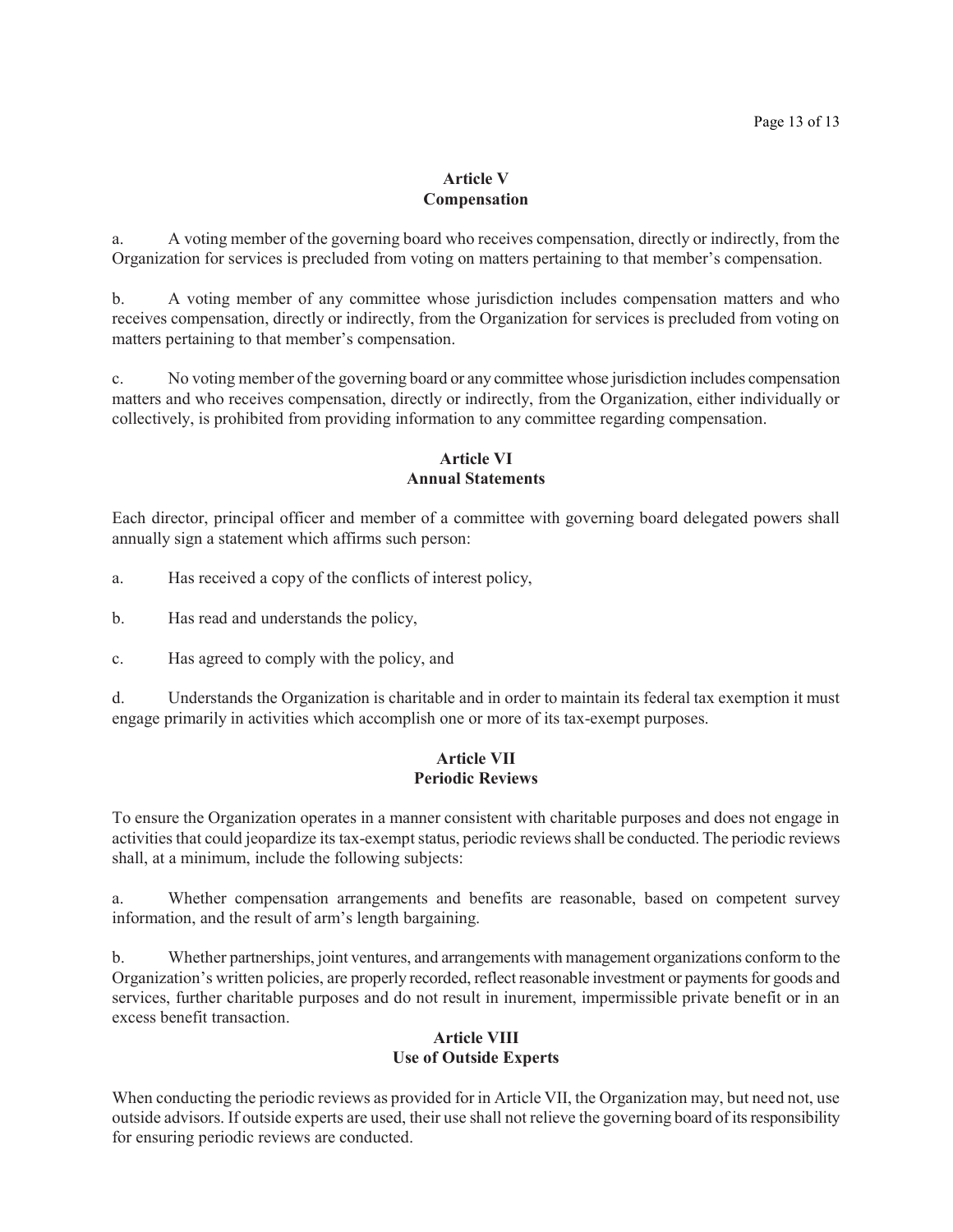## Article V
## Compensation

a. A voting member of the governing board who receives compensation, directly or indirectly, from the Organization for services is precluded from voting on matters pertaining to that member's compensation.

b. A voting member of any committee whose jurisdiction includes compensation matters and who receives compensation, directly or indirectly, from the Organization for services is precluded from voting on matters pertaining to that member's compensation.

c. No voting member of the governing board or any committee whose jurisdiction includes compensation matters and who receives compensation, directly or indirectly, from the Organization, either individually or collectively, is prohibited from providing information to any committee regarding compensation.

## Article VI
## Annual Statements

Each director, principal officer and member of a committee with governing board delegated powers shall annually sign a statement which affirms such person:

a. Has received a copy of the conflicts of interest policy,

b. Has read and understands the policy,

c. Has agreed to comply with the policy, and

d. Understands the Organization is charitable and in order to maintain its federal tax exemption it must engage primarily in activities which accomplish one or more of its tax-exempt purposes.

## Article VII
## Periodic Reviews

To ensure the Organization operates in a manner consistent with charitable purposes and does not engage in activities that could jeopardize its tax-exempt status, periodic reviews shall be conducted. The periodic reviews shall, at a minimum, include the following subjects:

a. Whether compensation arrangements and benefits are reasonable, based on competent survey information, and the result of arm's length bargaining.

b. Whether partnerships, joint ventures, and arrangements with management organizations conform to the Organization's written policies, are properly recorded, reflect reasonable investment or payments for goods and services, further charitable purposes and do not result in inurement, impermissible private benefit or in an excess benefit transaction.

## Article VIII
## Use of Outside Experts

When conducting the periodic reviews as provided for in Article VII, the Organization may, but need not, use outside advisors. If outside experts are used, their use shall not relieve the governing board of its responsibility for ensuring periodic reviews are conducted.